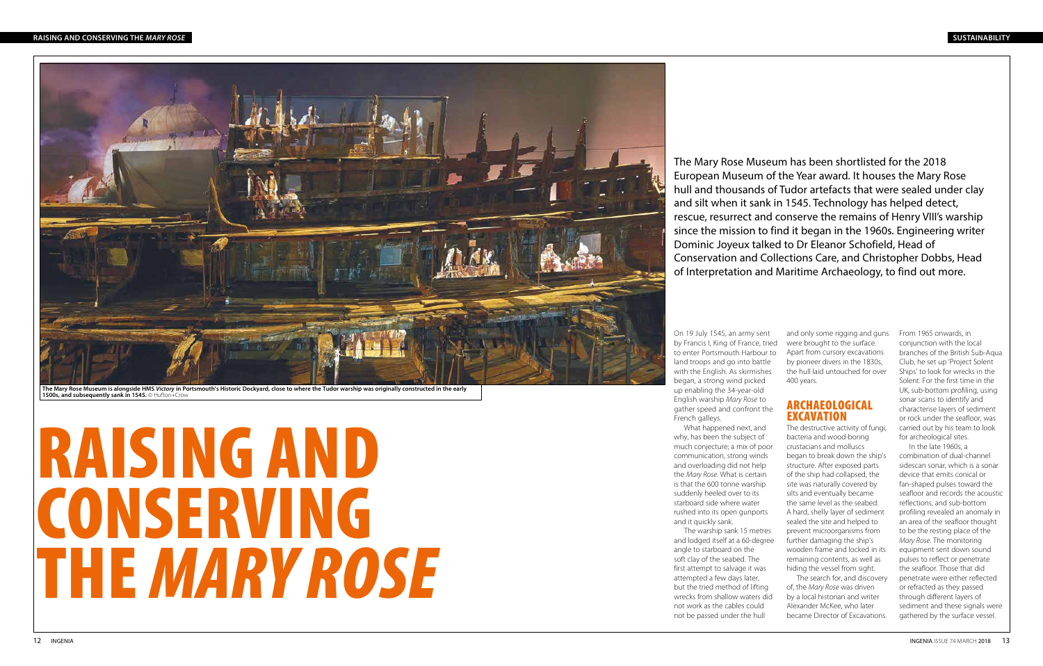# RAISING AND CONSERVING THE *MARY ROSE*

The Mary Rose Museum is alongside HMS *Victory* in Portsmouth's Historic Dockyard, close to where the Tudor warship was originally constructed in the early 1500s, and subsequently sank in 1545. © Hufton+Crow

The Mary Rose Museum has been shortlisted for the 2018 European Museum of the Year award. It houses the Mary Rose hull and thousands of Tudor artefacts that were sealed under clay and silt when it sank in 1545. Technology has helped detect, rescue, resurrect and conserve the remains of Henry VIII's warship since the mission to find it began in the 1960s. Engineering writer Dominic Joyeux talked to Dr Eleanor Schofield, Head of Conservation and Collections Care, and Christopher Dobbs, Head of Interpretation and Maritime Archaeology, to find out more.

On 19 July 1545, an army sent by Francis I, King of France, tried to enter Portsmouth Harbour to land troops and go into battle with the English. As skirmishes began, a strong wind picked up enabling the 34-year-old English warship *Mary Rose* to gather speed and confront the French galleys.

What happened next, and why, has been the subject of much conjecture; a mix of poor communication, strong winds and overloading did not help the *Mary Rose*. What is certain is that the 600 tonne warship suddenly heeled over to its starboard side where water rushed into its open gunports and it quickly sank.

The warship sank 15 metres and lodged itself at a 60-degree angle to starboard on the soft clay of the seabed. The first attempt to salvage it was attempted a few days later, but the tried method of lifting wrecks from shallow waters did not work as the cables could not be passed under the hull and only some rigging and guns were brought to the surface. Apart from cursory excavations by pioneer divers in the 1830s, the hull laid untouched for over 400 years.

## ARCHAEOLOGICAL EXCAVATION

The destructive activity of fungi, bacteria and wood-boring crustacians and molluscs began to break down the ship's structure. After exposed parts of the ship had collapsed, the site was naturally covered by silts and eventually became the same level as the seabed. A hard, shelly layer of sediment sealed the site and helped to prevent microorganisms from further damaging the ship's wooden frame and locked in its remaining contents, as well as hiding the vessel from sight.

The search for, and discovery of, the *Mary Rose* was driven by a local historian and writer Alexander McKee, who later became Director of Excavations. From 1965 onwards, in conjunction with the local branches of the British Sub-Aqua Club, he set up 'Project Solent Ships' to look for wrecks in the Solent. For the first time in the UK, sub-bottom profiling, using sonar scans to identify and characterise layers of sediment or rock under the seafloor, was carried out by his team to look for archeological sites.

In the late 1960s, a combination of dual-channel sidescan sonar, which is a sonar device that emits conical or fan-shaped pulses toward the seafloor and records the acoustic reflections, and sub-bottom profiling revealed an anomaly in an area of the seafloor thought to be the resting place of the *Mary Rose*. The monitoring equipment sent down sound pulses to reflect or penetrate the seafloor. Those that did penetrate were either reflected or refracted as they passed through different layers of sediment and these signals were gathered by the surface vessel.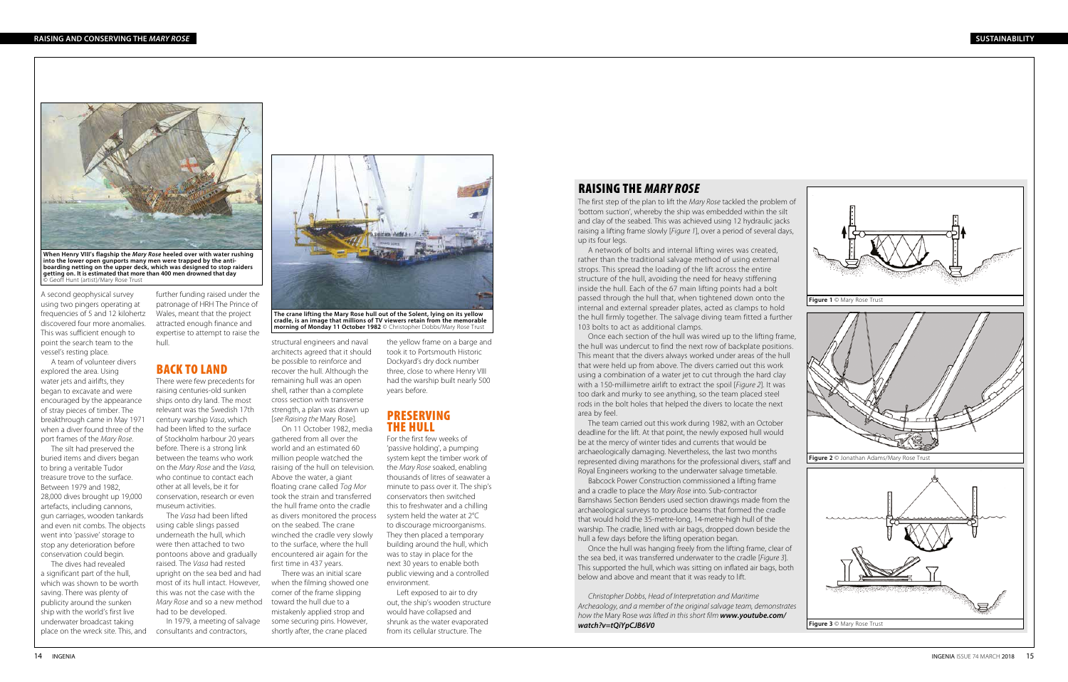When Henry VIII's flagship the *Mary Rose* heeled over with water rushing into the lower open gunports many men were trapped by the anti-boarding netting on the upper deck, which was designed to stop raiders getting on. It is estimated that more than 400 men drowned that day © Geoff Hunt (artist)/Mary Rose Trust

A second geophysical survey using two pingers operating at frequencies of 5 and 12 kilohertz discovered four more anomalies. This was sufficient enough to point the search team to the vessel's resting place.

A team of volunteer divers explored the area. Using water jets and airlifts, they began to excavate and were encouraged by the appearance of stray pieces of timber. The breakthrough came in May 1971 when a diver found three of the port frames of the *Mary Rose*.

The silt had preserved the buried items and divers began to bring a veritable Tudor treasure trove to the surface. Between 1979 and 1982, 28,000 dives brought up 19,000 artefacts, including cannons, gun carriages, wooden tankards and even nit combs. The objects went into 'passive' storage to stop any deterioration before conservation could begin.

The dives had revealed a significant part of the hull, which was shown to be worth saving. There was plenty of publicity around the sunken ship with the world's first live underwater broadcast taking place on the wreck site. This, and further funding raised under the patronage of HRH The Prince of Wales, meant that the project attracted enough finance and expertise to attempt to raise the hull.

## BACK TO LAND

There were few precedents for raising centuries-old sunken ships onto dry land. The most relevant was the Swedish 17th century warship *Vasa*, which had been lifted to the surface of Stockholm harbour 20 years before. There is a strong link between the teams who work on the *Mary Rose* and the *Vasa*, who continue to contact each other at all levels, be it for conservation, research or even museum activities.

The *Vasa* had been lifted using cable slings passed underneath the hull, which were then attached to two pontoons above and gradually raised. The *Vasa* had rested upright on the sea bed and had most of its hull intact. However, this was not the case with the *Mary Rose* and so a new method had to be developed.

In 1979, a meeting of salvage consultants and contractors, structural engineers and naval architects agreed that it should be possible to reinforce and recover the hull. Although the remaining hull was an open shell, rather than a complete cross section with transverse strength, a plan was drawn up [*see Raising the* Mary Rose].

The crane lifting the Mary Rose hull out of the Solent, lying on its yellow cradle, is an image that millions of TV viewers retain from the memorable morning of Monday 11 October 1982 © Christopher Dobbs/Mary Rose Trust

On 11 October 1982, media gathered from all over the world and an estimated 60 million people watched the raising of the hull on television. Above the water, a giant floating crane called *Tog Mor* took the strain and transferred the hull frame onto the cradle as divers monitored the process on the seabed. The crane winched the cradle very slowly to the surface, where the hull encountered air again for the first time in 437 years.

There was an initial scare when the filming showed one corner of the frame slipping toward the hull due to a mistakenly applied strop and some securing pins. However, shortly after, the crane placed the yellow frame on a barge and took it to Portsmouth Historic Dockyard's dry dock number three, close to where Henry VIII had the warship built nearly 500 years before.

## PRESERVING THE HULL

For the first few weeks of 'passive holding', a pumping system kept the timber work of the *Mary Rose* soaked, enabling thousands of litres of seawater a minute to pass over it. The ship's conservators then switched this to freshwater and a chilling system held the water at 2°C to discourage microorganisms. They then placed a temporary building around the hull, which was to stay in place for the next 30 years to enable both public viewing and a controlled environment.

Left exposed to air to dry out, the ship's wooden structure would have collapsed and shrunk as the water evaporated from its cellular structure. The

## RAISING THE *MARY ROSE*

The first step of the plan to lift the *Mary Rose* tackled the problem of 'bottom suction', whereby the ship was embedded within the silt and clay of the seabed. This was achieved using 12 hydraulic jacks raising a lifting frame slowly [*Figure 1*], over a period of several days, up its four legs.

A network of bolts and internal lifting wires was created, rather than the traditional salvage method of using external strops. This spread the loading of the lift across the entire structure of the hull, avoiding the need for heavy stiffening inside the hull. Each of the 67 main lifting points had a bolt passed through the hull that, when tightened down onto the internal and external spreader plates, acted as clamps to hold the hull firmly together. The salvage diving team fitted a further 103 bolts to act as additional clamps.

Once each section of the hull was wired up to the lifting frame, the hull was undercut to find the next row of backplate positions. This meant that the divers always worked under areas of the hull that were held up from above. The divers carried out this work using a combination of a water jet to cut through the hard clay with a 150-millimetre airlift to extract the spoil [*Figure 2*]. It was too dark and murky to see anything, so the team placed steel rods in the bolt holes that helped the divers to locate the next area by feel.

The team carried out this work during 1982, with an October deadline for the lift. At that point, the newly exposed hull would be at the mercy of winter tides and currents that would be archaeologically damaging. Nevertheless, the last two months represented diving marathons for the professional divers, staff and Royal Engineers working to the underwater salvage timetable.

Babcock Power Construction commissioned a lifting frame and a cradle to place the *Mary Rose* into. Sub-contractor Barnshaws Section Benders used section drawings made from the archaeological surveys to produce beams that formed the cradle that would hold the 35-metre-long, 14-metre-high hull of the warship. The cradle, lined with air bags, dropped down beside the hull a few days before the lifting operation began.

Once the hull was hanging freely from the lifting frame, clear of the sea bed, it was transferred underwater to the cradle [*Figure 3*]. This supported the hull, which was sitting on inflated air bags, both below and above and meant that it was ready to lift.

*Christopher Dobbs, Head of Interpretation and Maritime Archeaology, and a member of the original salvage team, demonstrates how the* Mary Rose *was lifted in this short film* ***www.youtube.com/watch?v=tQiYpCJB6V0***

**Figure 1** © Mary Rose Trust

**Figure 2** © Jonathan Adams/Mary Rose Trust

**Figure 3** © Mary Rose Trust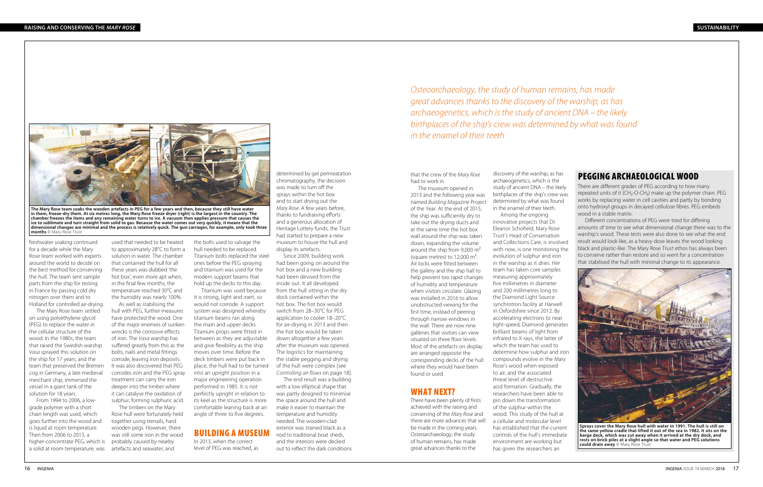The Mary Rose team soaks the wooden artefacts in PEG for a few years and then, because they still have water in them, freeze-dry them. At six metres long, the Mary Rose freeze dryer (right) is the largest in the country. The chamber freezes the items and any remaining water turns to ice. A vacuum then applies pressure that causes the ice to sublimate and turn straight from solid to gas. Because the water comes out very quickly, it means that the dimensional changes are minimal and the process is relatively quick. The gun carriages, for example, only took three months © Mary Rose Trust

freshwater soaking continued for a decade while the Mary Rose team worked with experts around the world to decide on the best method for conserving the hull. The team sent sample parts from the ship for testing in France by passing cold dry nitrogen over them and to Holland for controlled air-drying.

The Mary Rose team settled on using polyethylene glycol (PEG) to replace the water in the cellular structure of the wood. In the 1980s, the team that raised the Swedish warship *Vasa* sprayed this solution on the ship for 17 years, and the team that preserved the Bremen cog in Germany, a late medieval merchant ship, immersed the vessel in a giant tank of the solution for 18 years.

From 1994 to 2006, a low-grade polymer with a short chain length was used, which goes further into the wood and is liquid at room temperature. Then from 2006 to 2013, a higher-concentrate PEG, which is a solid at room temperature, was used that needed to be heated to approximately 28°C to form a solution in water. The chamber that contained the hull for all these years was dubbed 'the hot box', even more apt when, in the final few months, the temperature reached 30°C and the humidity was nearly 100%.

As well as stabilising the hull with PEG, further measures have protected the wood. One of the major enemies of sunken wrecks is the corrosive effects of iron. The *Vasa* warship has suffered greatly from this as the bolts, nails and metal fittings corrode, leaving iron deposits. It was also discovered that PEG corrodes iron and the PEG spray treatment can carry the iron deeper into the timber where it can catalyse the oxidation of sulphur, forming sulphuric acid.

The timbers on the Mary Rose hull were fortunately held together using trenails, hard wooden pegs. However, there was still some iron in the wood probably caused by nearby artefacts and seawater, and the bolts used to salvage the hull needed to be replaced. Titanium bolts replaced the steel ones before the PEG spraying and titanium was used for the modern support beams that hold up the decks to this day.

Titanium was used because it is strong, light and inert, so would not corrode. A support system was designed whereby titanium beams ran along the main and upper decks. Titanium props were fitted in between as they are adjustable and give flexibility as the ship moves over time. Before the deck timbers were put back in place, the hull had to be turned into an upright position in a major engineering operation performed in 1985. It is not perfectly upright in relation to its keel as the structure is more comfortable leaning back at an angle of three to five degrees.

## BUILDING A MUSEUM

In 2013, when the correct level of PEG was reached, as determined by gel permeatation chromatography, the decision was made to turn off the sprays within the hot box and to start drying out the *Mary Rose*. A few years before, thanks to fundraising efforts and a generous allocation of Heritage Lottery funds, the Trust had started to prepare a new museum to house the hull and display its artefacts.

Since 2009, building work had been going on around the hot box and a new building had been devised from the inside out. It all developed from the hull sitting in the dry dock contained within the hot box. The hot box would switch from 28–30°C for PEG application to cooler 18–20°C for air-drying in 2013 and then the hot box would be taken down altogether a few years after the museum was opened. The logistics for maintaining the stable pegging and drying of the hull were complex [see *Controlling air flows* on page 18].

The end result was a building with a low elliptical shape that was partly designed to minimise the space around the hull and make it easier to maintain the temperature and humidity needed. The wooden-clad exterior was stained black as a nod to traditional boat sheds, and the interiors were decked out to reflect the dark conditions that the crew of the *Mary Rose* had to work in.

The museum opened in 2013 and the following year was named *Building Magazine* Project of the Year. At the end of 2015, the ship was sufficiently dry to take out the drying ducts and at the same time the hot box wall around the ship was taken down, expanding the volume around the ship from 9,000 $m^2$ (square metres) to 12,000 $m^2$. Air locks were fitted between the gallery and the ship hall to help prevent too rapid changes of humidity and temperature when visitors circulate. Glazing was installed in 2016 to allow unobstructed viewing for the first time, instead of peering through narrow windows in the wall. There are now nine galleries that visitors can view situated on three floor levels. Most of the artefacts on display are arranged opposite the corresponding decks of the hull where they would have been found or used.

## WHAT NEXT?

There have been plenty of firsts achieved with the raising and conserving of the *Mary Rose* and there are more advances that will be made in the coming years. Osteoarchaeology, the study of human remains, has made great advances thanks to the discovery of the warship, as has archaeogenetics, which is the study of ancient DNA – the likely birthplaces of the ship's crew was determined by what was found in the enamel of their teeth.

*Osteoarchaeology, the study of human remains, has made great advances thanks to the discovery of the warship, as has archaeogenetics, which is the study of ancient DNA – the likely birthplaces of the ship's crew was determined by what was found in the enamel of their teeth*

Among the ongoing innovative projects that Dr Eleanor Schofield, Mary Rose Trust's Head of Conservation and Collections Care, is involved with now, is one monitoring the evolution of sulphur and iron in the warship as it dries. Her team has taken core samples measuring approximately five millimetres in diameter and 200 millimetres long to the Diamond Light Source synchrotron facility at Harwell in Oxfordshire since 2012. By accelerating electrons to near light-speed, Diamond generates brilliant beams of light from infrared to X-rays, the latter of which the team has used to determine how sulphur and iron compounds evolve in the Mary Rose's wood when exposed to air, and the associated threat level of destructive acid formation. Gradually, the researchers have been able to pin down the transformation of the sulphur within the wood. This study of the hull at a cellular and molecular level has established that the current controls of the hull's immediate environment are working but has given the researchers an

## PEGGING ARCHAEOLOGICAL WOOD

There are different grades of PEG according to how many repeated units of it ($CH_2$-O-$CH_2$) make up the polymer chain. PEG works by replacing water in cell cavities and partly by bonding onto hydroxyl groups in decayed cellulose fibres. PEG embeds wood in a stable matrix.

Different concentrations of PEG were tried for differing amounts of time to see what dimensional change there was to the warship's wood. These tests were also done to see what the end result would look like, as a heavy dose leaves the wood looking black and plastic-like. The Mary Rose Trust ethos has always been to conserve rather than restore and so went for a concentration that stabilised the hull with minimal change to its appearance.

Sprays cover the Mary Rose hull with water in 1991. The hull is still on the same yellow cradle that lifted it out of the sea in 1982. It sits on the barge deck, which was cut away when it arrived at the dry dock, and rests on brick piles at a slight angle so that water and PEG solutions could drain away © Mary Rose Trust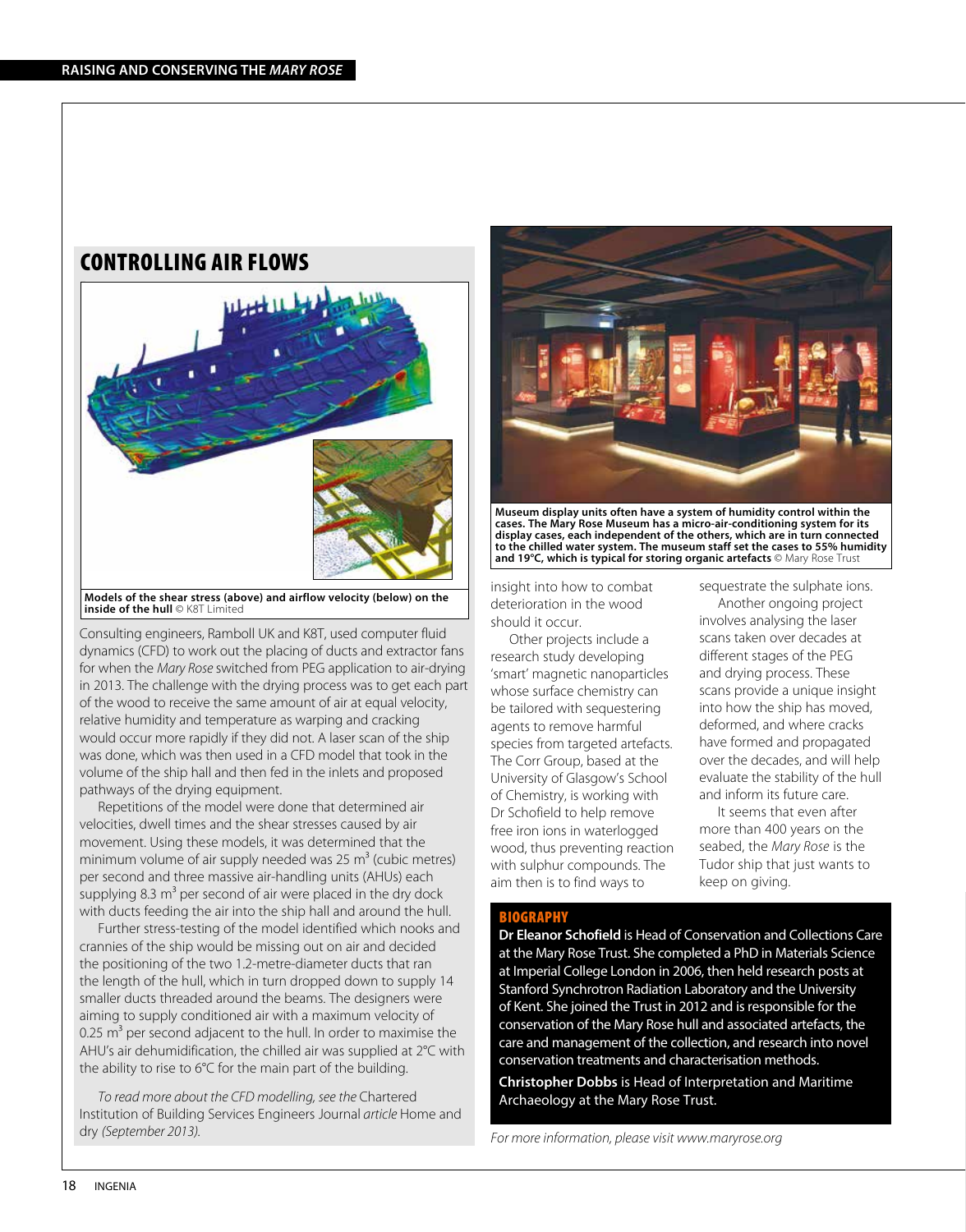## CONTROLLING AIR FLOWS

**Models of the shear stress (above) and airflow velocity (below) on the inside of the hull** © K8T Limited

Consulting engineers, Ramboll UK and K8T, used computer fluid dynamics (CFD) to work out the placing of ducts and extractor fans for when the *Mary Rose* switched from PEG application to air-drying in 2013. The challenge with the drying process was to get each part of the wood to receive the same amount of air at equal velocity, relative humidity and temperature as warping and cracking would occur more rapidly if they did not. A laser scan of the ship was done, which was then used in a CFD model that took in the volume of the ship hall and then fed in the inlets and proposed pathways of the drying equipment.

Repetitions of the model were done that determined air velocities, dwell times and the shear stresses caused by air movement. Using these models, it was determined that the minimum volume of air supply needed was 25 $m^3$ (cubic metres) per second and three massive air-handling units (AHUs) each supplying 8.3 $m^3$ per second of air were placed in the dry dock with ducts feeding the air into the ship hall and around the hull.

Further stress-testing of the model identified which nooks and crannies of the ship would be missing out on air and decided the positioning of the two 1.2-metre-diameter ducts that ran the length of the hull, which in turn dropped down to supply 14 smaller ducts threaded around the beams. The designers were aiming to supply conditioned air with a maximum velocity of 0.25 $m^3$ per second adjacent to the hull. In order to maximise the AHU's air dehumidification, the chilled air was supplied at 2°C with the ability to rise to 6°C for the main part of the building.

*To read more about the CFD modelling, see the* Chartered Institution of Building Services Engineers Journal *article* Home and dry *(September 2013).*

**Museum display units often have a system of humidity control within the cases. The Mary Rose Museum has a micro-air-conditioning system for its display cases, each independent of the others, which are in turn connected to the chilled water system. The museum staff set the cases to 55% humidity and 19°C, which is typical for storing organic artefacts** © Mary Rose Trust

insight into how to combat deterioration in the wood should it occur.

Other projects include a research study developing 'smart' magnetic nanoparticles whose surface chemistry can be tailored with sequestering agents to remove harmful species from targeted artefacts. The Corr Group, based at the University of Glasgow's School of Chemistry, is working with Dr Schofield to help remove free iron ions in waterlogged wood, thus preventing reaction with sulphur compounds. The aim then is to find ways to sequestrate the sulphate ions.

Another ongoing project involves analysing the laser scans taken over decades at different stages of the PEG and drying process. These scans provide a unique insight into how the ship has moved, deformed, and where cracks have formed and propagated over the decades, and will help evaluate the stability of the hull and inform its future care.

It seems that even after more than 400 years on the seabed, the *Mary Rose* is the Tudor ship that just wants to keep on giving.

### BIOGRAPHY

**Dr Eleanor Schofield** is Head of Conservation and Collections Care at the Mary Rose Trust. She completed a PhD in Materials Science at Imperial College London in 2006, then held research posts at Stanford Synchrotron Radiation Laboratory and the University of Kent. She joined the Trust in 2012 and is responsible for the conservation of the Mary Rose hull and associated artefacts, the care and management of the collection, and research into novel conservation treatments and characterisation methods.

**Christopher Dobbs** is Head of Interpretation and Maritime Archaeology at the Mary Rose Trust.

*For more information, please visit www.maryrose.org*